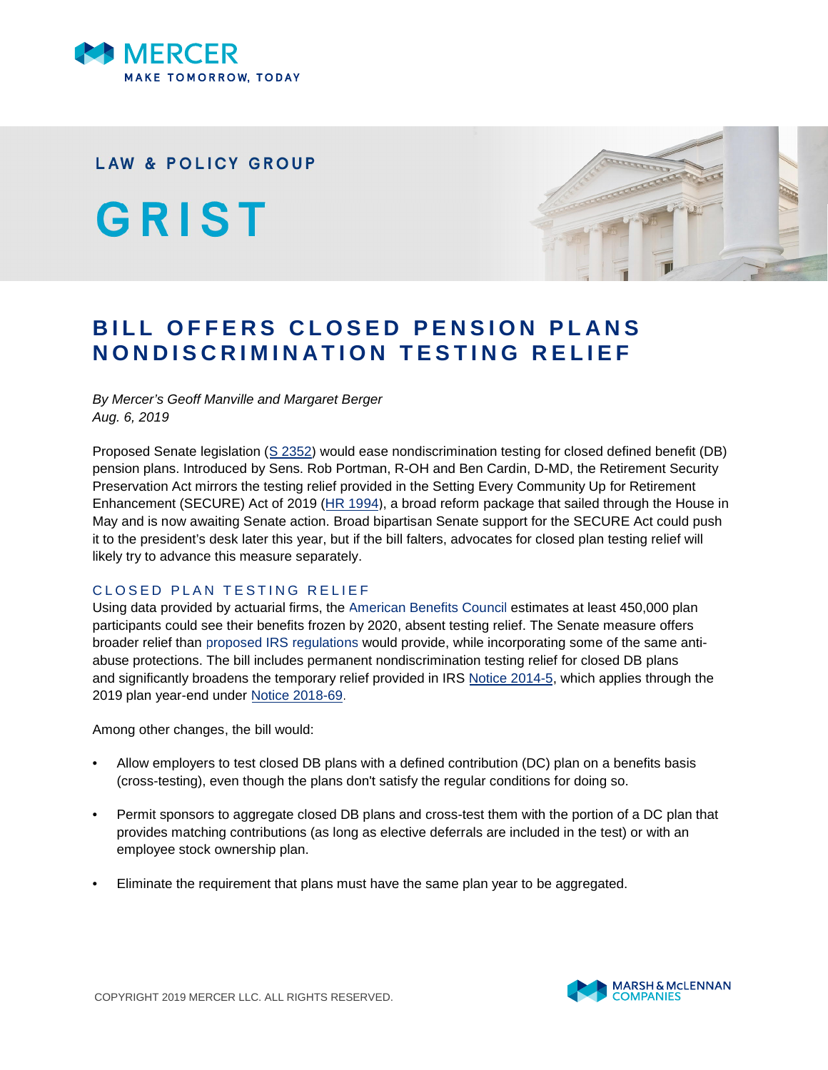LAW & POLICY GROUP

# GRIST

## BILL OFFERS CLOSED PENSION PLANS NONDISCRIMINATION TESTING RELIEF

*By Mercer's Geoff Manville and Margaret Berger*
*Aug. 6, 2019*

Proposed Senate legislation (S 2352) would ease nondiscrimination testing for closed defined benefit (DB) pension plans. Introduced by Sens. Rob Portman, R-OH and Ben Cardin, D-MD, the Retirement Security Preservation Act mirrors the testing relief provided in the Setting Every Community Up for Retirement Enhancement (SECURE) Act of 2019 (HR 1994), a broad reform package that sailed through the House in May and is now awaiting Senate action. Broad bipartisan Senate support for the SECURE Act could push it to the president's desk later this year, but if the bill falters, advocates for closed plan testing relief will likely try to advance this measure separately.

### CLOSED PLAN TESTING RELIEF

Using data provided by actuarial firms, the American Benefits Council estimates at least 450,000 plan participants could see their benefits frozen by 2020, absent testing relief. The Senate measure offers broader relief than proposed IRS regulations would provide, while incorporating some of the same anti-abuse protections. The bill includes permanent nondiscrimination testing relief for closed DB plans and significantly broadens the temporary relief provided in IRS Notice 2014-5, which applies through the 2019 plan year-end under Notice 2018-69.

Among other changes, the bill would:

- Allow employers to test closed DB plans with a defined contribution (DC) plan on a benefits basis (cross-testing), even though the plans don't satisfy the regular conditions for doing so.
- Permit sponsors to aggregate closed DB plans and cross-test them with the portion of a DC plan that provides matching contributions (as long as elective deferrals are included in the test) or with an employee stock ownership plan.
- Eliminate the requirement that plans must have the same plan year to be aggregated.

COPYRIGHT 2019 MERCER LLC. ALL RIGHTS RESERVED.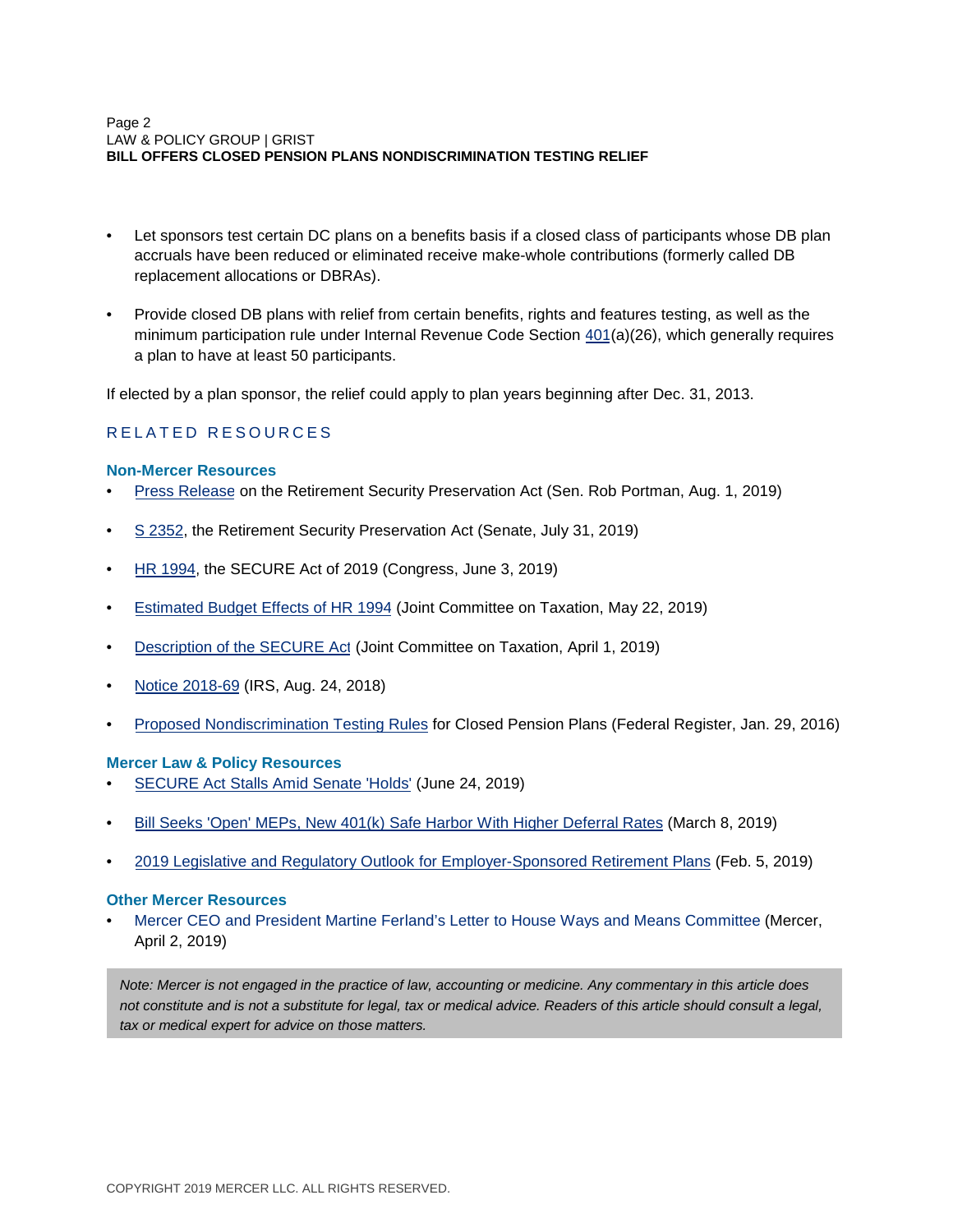- Let sponsors test certain DC plans on a benefits basis if a closed class of participants whose DB plan accruals have been reduced or eliminated receive make-whole contributions (formerly called DB replacement allocations or DBRAs).
- Provide closed DB plans with relief from certain benefits, rights and features testing, as well as the minimum participation rule under Internal Revenue Code Section 401(a)(26), which generally requires a plan to have at least 50 participants.

If elected by a plan sponsor, the relief could apply to plan years beginning after Dec. 31, 2013.

## RELATED RESOURCES

### Non-Mercer Resources

- Press Release on the Retirement Security Preservation Act (Sen. Rob Portman, Aug. 1, 2019)
- S 2352, the Retirement Security Preservation Act (Senate, July 31, 2019)
- HR 1994, the SECURE Act of 2019 (Congress, June 3, 2019)
- Estimated Budget Effects of HR 1994 (Joint Committee on Taxation, May 22, 2019)
- Description of the SECURE Act (Joint Committee on Taxation, April 1, 2019)
- Notice 2018-69 (IRS, Aug. 24, 2018)
- Proposed Nondiscrimination Testing Rules for Closed Pension Plans (Federal Register, Jan. 29, 2016)

### Mercer Law & Policy Resources

- SECURE Act Stalls Amid Senate 'Holds' (June 24, 2019)
- Bill Seeks 'Open' MEPs, New 401(k) Safe Harbor With Higher Deferral Rates (March 8, 2019)
- 2019 Legislative and Regulatory Outlook for Employer-Sponsored Retirement Plans (Feb. 5, 2019)

### Other Mercer Resources

- Mercer CEO and President Martine Ferland's Letter to House Ways and Means Committee (Mercer, April 2, 2019)

*Note: Mercer is not engaged in the practice of law, accounting or medicine. Any commentary in this article does not constitute and is not a substitute for legal, tax or medical advice. Readers of this article should consult a legal, tax or medical expert for advice on those matters.*

COPYRIGHT 2019 MERCER LLC. ALL RIGHTS RESERVED.